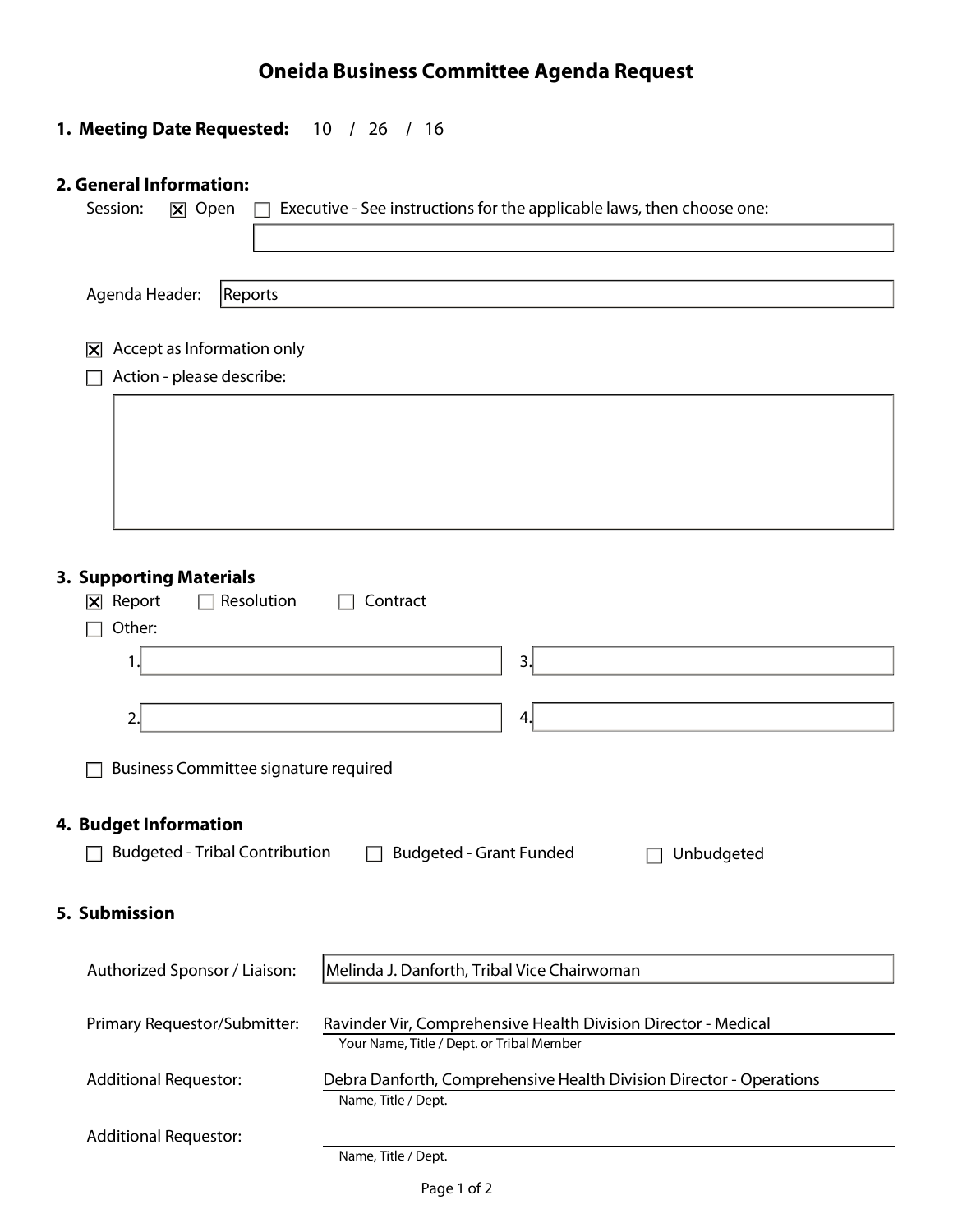# Oneida Business Committee Agenda Request

## 1. Meeting Date Requested: 10 / 26 / 16

## 2. General Information:

Session: [X] Open [ ] Executive - See instructions for the applicable laws, then choose one:

Agenda Header: Reports

[X] Accept as Information only

[ ] Action - please describe:

## 3. Supporting Materials

[X] Report [ ] Resolution [ ] Contract

[ ] Other:

1. 
2. 
3. 
4. 

[ ] Business Committee signature required

## 4. Budget Information

[ ] Budgeted - Tribal Contribution [ ] Budgeted - Grant Funded [ ] Unbudgeted

## 5. Submission

Authorized Sponsor / Liaison: Melinda J. Danforth, Tribal Vice Chairwoman

Primary Requestor/Submitter: Ravinder Vir, Comprehensive Health Division Director - Medical
Your Name, Title / Dept. or Tribal Member

Additional Requestor: Debra Danforth, Comprehensive Health Division Director - Operations
Name, Title / Dept.

Additional Requestor:
Name, Title / Dept.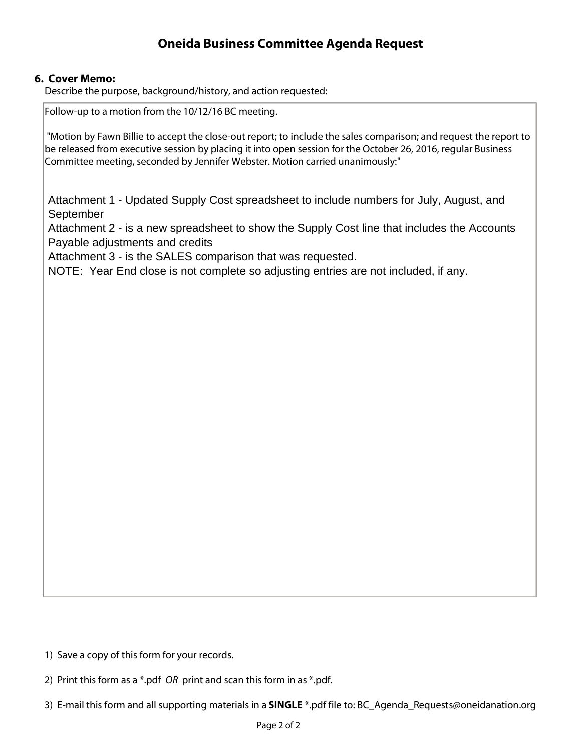# Oneida Business Committee Agenda Request

**6. Cover Memo:**

Describe the purpose, background/history, and action requested:

Follow-up to a motion from the 10/12/16 BC meeting.

"Motion by Fawn Billie to accept the close-out report; to include the sales comparison; and request the report to be released from executive session by placing it into open session for the October 26, 2016, regular Business Committee meeting, seconded by Jennifer Webster. Motion carried unanimously:"

Attachment 1 - Updated Supply Cost spreadsheet to include numbers for July, August, and September
Attachment 2 - is a new spreadsheet to show the Supply Cost line that includes the Accounts Payable adjustments and credits
Attachment 3 - is the SALES comparison that was requested.
NOTE: Year End close is not complete so adjusting entries are not included, if any.

1) Save a copy of this form for your records.

2) Print this form as a *.pdf *OR* print and scan this form in as *.pdf.

3) E-mail this form and all supporting materials in a **SINGLE** *.pdf file to: BC_Agenda_Requests@oneidanation.org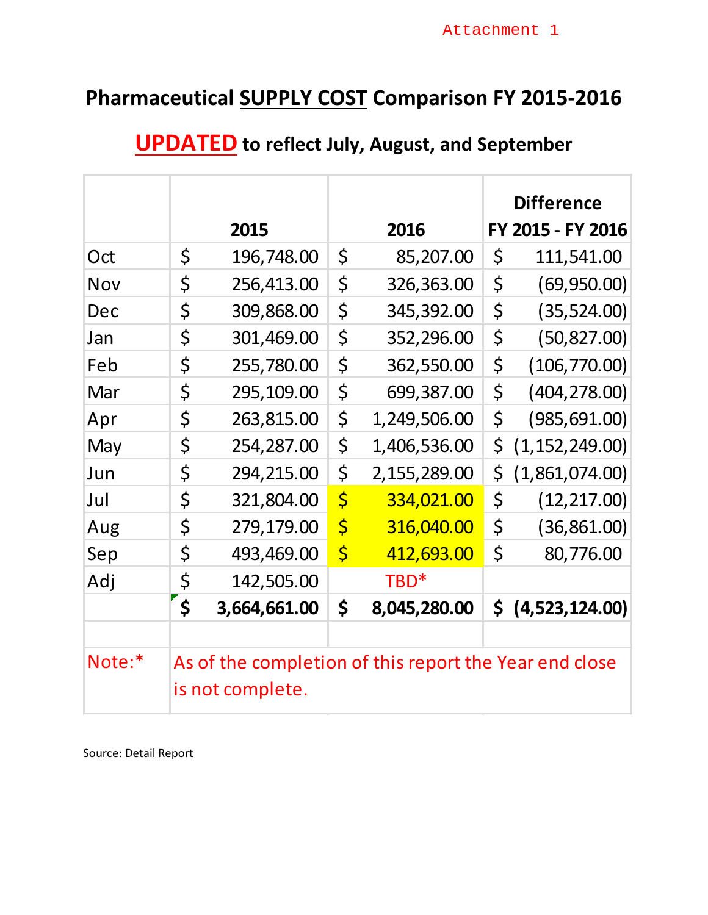Attachment 1

# Pharmaceutical SUPPLY COST Comparison FY 2015-2016

## UPDATED to reflect July, August, and September

| | 2015 | 2016 | Difference FY 2015 - FY 2016 |
|---|---|---|---|
| Oct | $ 196,748.00 | $ 85,207.00 | $ 111,541.00 |
| Nov | $ 256,413.00 | $ 326,363.00 | $ (69,950.00) |
| Dec | $ 309,868.00 | $ 345,392.00 | $ (35,524.00) |
| Jan | $ 301,469.00 | $ 352,296.00 | $ (50,827.00) |
| Feb | $ 255,780.00 | $ 362,550.00 | $ (106,770.00) |
| Mar | $ 295,109.00 | $ 699,387.00 | $ (404,278.00) |
| Apr | $ 263,815.00 | $ 1,249,506.00 | $ (985,691.00) |
| May | $ 254,287.00 | $ 1,406,536.00 | $ (1,152,249.00) |
| Jun | $ 294,215.00 | $ 2,155,289.00 | $ (1,861,074.00) |
| Jul | $ 321,804.00 | $ 334,021.00 | $ (12,217.00) |
| Aug | $ 279,179.00 | $ 316,040.00 | $ (36,861.00) |
| Sep | $ 493,469.00 | $ 412,693.00 | $ 80,776.00 |
| Adj | $ 142,505.00 | TBD* | |
| | **$ 3,664,661.00** | **$ 8,045,280.00** | **$ (4,523,124.00)** |
| | | | |
| Note:* | As of the completion of this report the Year end close is not complete. | | |

Source: Detail Report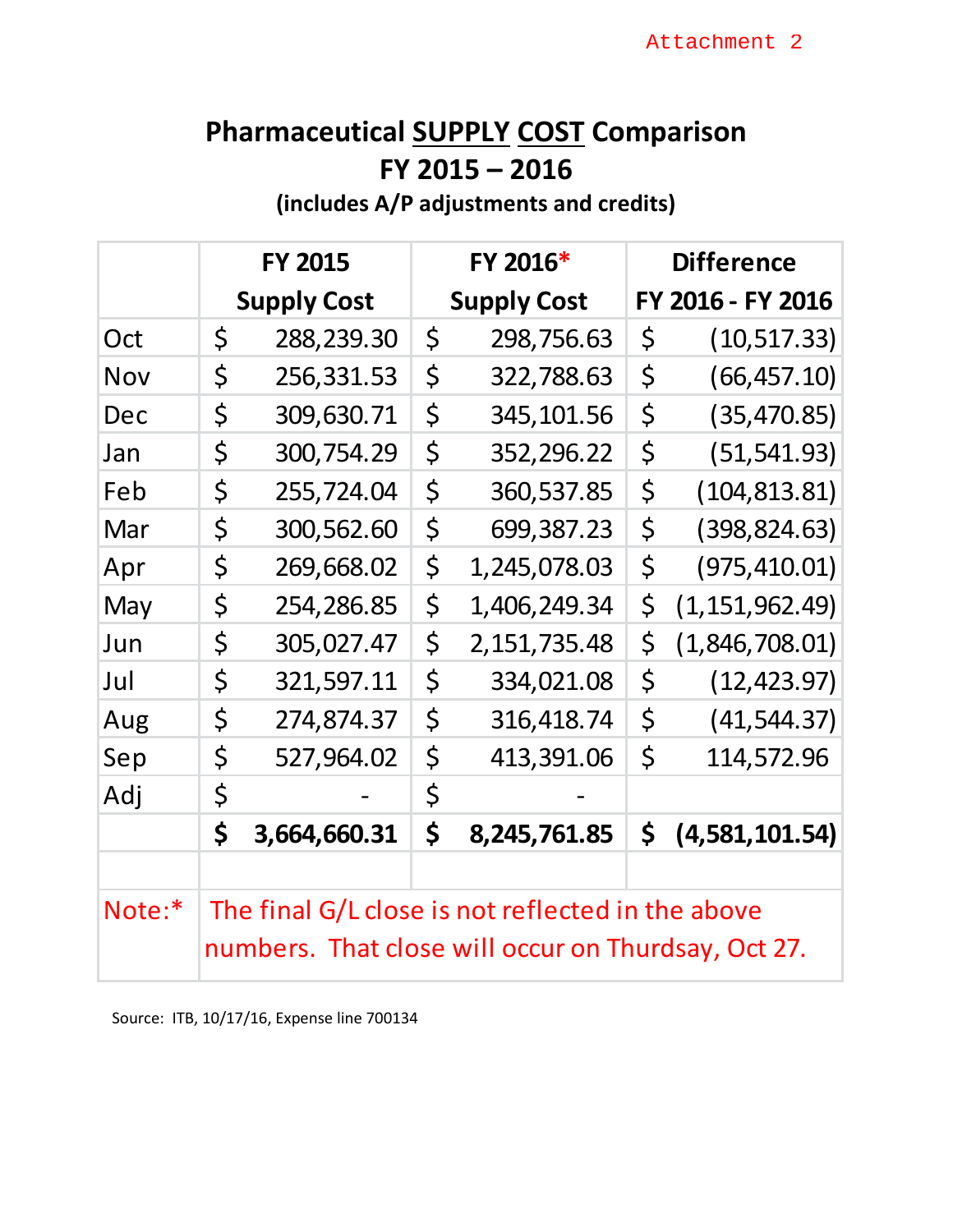Attachment 2

# Pharmaceutical SUPPLY COST Comparison
## FY 2015 – 2016
### (includes A/P adjustments and credits)

| | FY 2015 Supply Cost | FY 2016* Supply Cost | Difference FY 2016 - FY 2016 |
|---|---|---|---|
| Oct | $ 288,239.30 | $ 298,756.63 | $ (10,517.33) |
| Nov | $ 256,331.53 | $ 322,788.63 | $ (66,457.10) |
| Dec | $ 309,630.71 | $ 345,101.56 | $ (35,470.85) |
| Jan | $ 300,754.29 | $ 352,296.22 | $ (51,541.93) |
| Feb | $ 255,724.04 | $ 360,537.85 | $ (104,813.81) |
| Mar | $ 300,562.60 | $ 699,387.23 | $ (398,824.63) |
| Apr | $ 269,668.02 | $ 1,245,078.03 | $ (975,410.01) |
| May | $ 254,286.85 | $ 1,406,249.34 | $ (1,151,962.49) |
| Jun | $ 305,027.47 | $ 2,151,735.48 | $ (1,846,708.01) |
| Jul | $ 321,597.11 | $ 334,021.08 | $ (12,423.97) |
| Aug | $ 274,874.37 | $ 316,418.74 | $ (41,544.37) |
| Sep | $ 527,964.02 | $ 413,391.06 | $ 114,572.96 |
| Adj | $ - | $ - | |
| | **$ 3,664,660.31** | **$ 8,245,761.85** | **$ (4,581,101.54)** |
| | | | |
| Note:* | The final G/L close is not reflected in the above numbers. That close will occur on Thurdsay, Oct 27. | | |

Source: ITB, 10/17/16, Expense line 700134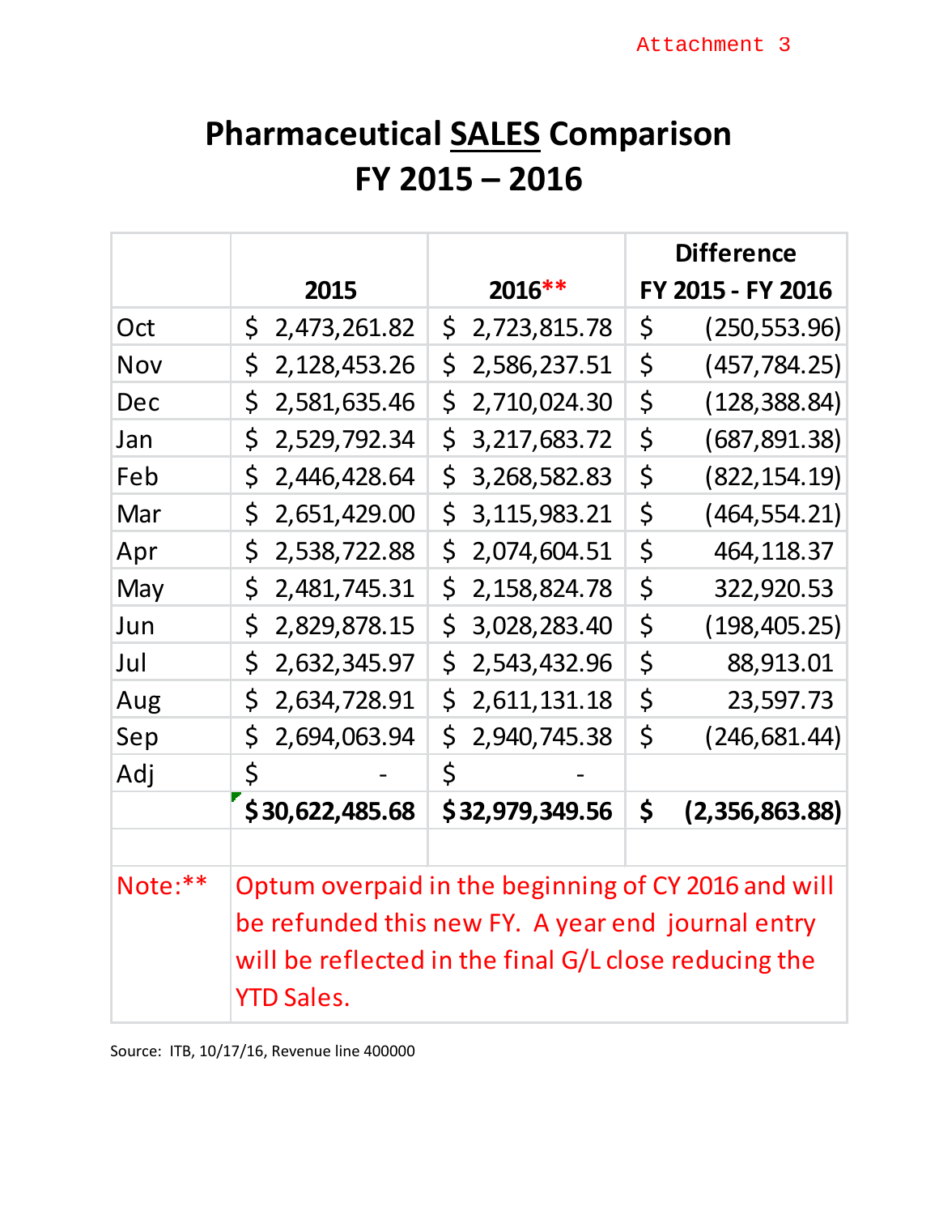Attachment 3

# Pharmaceutical SALES Comparison
# FY 2015 – 2016

| | 2015 | 2016** | Difference FY 2015 - FY 2016 |
|---|---|---|---|
| Oct | $ 2,473,261.82 | $ 2,723,815.78 | $ (250,553.96) |
| Nov | $ 2,128,453.26 | $ 2,586,237.51 | $ (457,784.25) |
| Dec | $ 2,581,635.46 | $ 2,710,024.30 | $ (128,388.84) |
| Jan | $ 2,529,792.34 | $ 3,217,683.72 | $ (687,891.38) |
| Feb | $ 2,446,428.64 | $ 3,268,582.83 | $ (822,154.19) |
| Mar | $ 2,651,429.00 | $ 3,115,983.21 | $ (464,554.21) |
| Apr | $ 2,538,722.88 | $ 2,074,604.51 | $ 464,118.37 |
| May | $ 2,481,745.31 | $ 2,158,824.78 | $ 322,920.53 |
| Jun | $ 2,829,878.15 | $ 3,028,283.40 | $ (198,405.25) |
| Jul | $ 2,632,345.97 | $ 2,543,432.96 | $ 88,913.01 |
| Aug | $ 2,634,728.91 | $ 2,611,131.18 | $ 23,597.73 |
| Sep | $ 2,694,063.94 | $ 2,940,745.38 | $ (246,681.44) |
| Adj | $ - | $ - | |
| | **$30,622,485.68** | **$32,979,349.56** | **$ (2,356,863.88)** |
| | | | |
| Note:** | Optum overpaid in the beginning of CY 2016 and will be refunded this new FY. A year end journal entry will be reflected in the final G/L close reducing the YTD Sales. | | |

Source: ITB, 10/17/16, Revenue line 400000